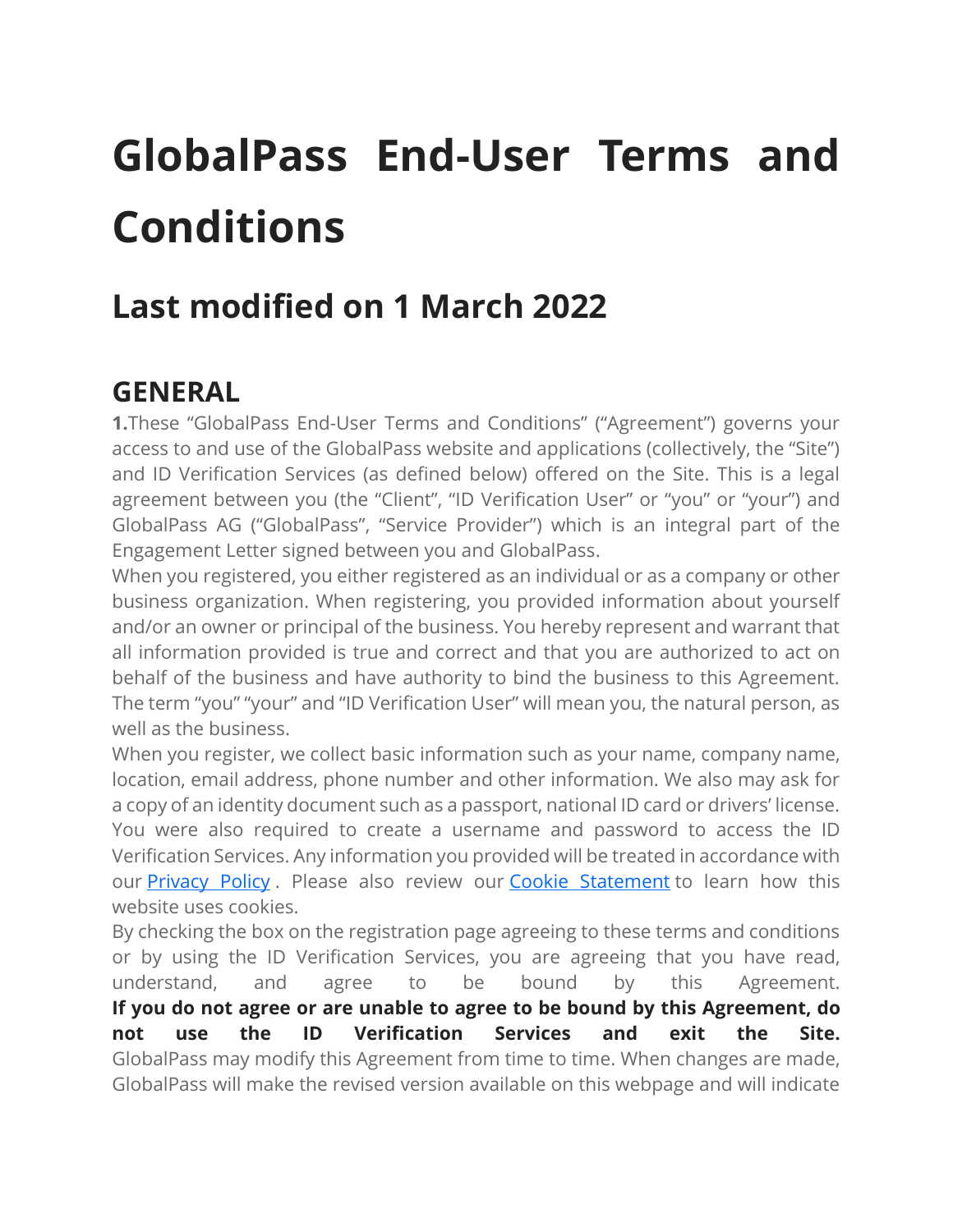# GlobalPass End-User Terms and Conditions

## Last modified on 1 March 2022

### GENERAL

**1.**These "GlobalPass End-User Terms and Conditions" ("Agreement") governs your access to and use of the GlobalPass website and applications (collectively, the "Site") and ID Verification Services (as defined below) offered on the Site. This is a legal agreement between you (the "Client", "ID Verification User" or "you" or "your") and GlobalPass AG ("GlobalPass", "Service Provider") which is an integral part of the Engagement Letter signed between you and GlobalPass.

When you registered, you either registered as an individual or as a company or other business organization. When registering, you provided information about yourself and/or an owner or principal of the business. You hereby represent and warrant that all information provided is true and correct and that you are authorized to act on behalf of the business and have authority to bind the business to this Agreement. The term "you" "your" and "ID Verification User" will mean you, the natural person, as well as the business.

When you register, we collect basic information such as your name, company name, location, email address, phone number and other information. We also may ask for a copy of an identity document such as a passport, national ID card or drivers' license. You were also required to create a username and password to access the ID Verification Services. Any information you provided will be treated in accordance with our [Privacy Policy]. Please also review our [Cookie Statement] to learn how this website uses cookies.

By checking the box on the registration page agreeing to these terms and conditions or by using the ID Verification Services, you are agreeing that you have read, understand, and agree to be bound by this Agreement. **If you do not agree or are unable to agree to be bound by this Agreement, do not use the ID Verification Services and exit the Site.** GlobalPass may modify this Agreement from time to time. When changes are made, GlobalPass will make the revised version available on this webpage and will indicate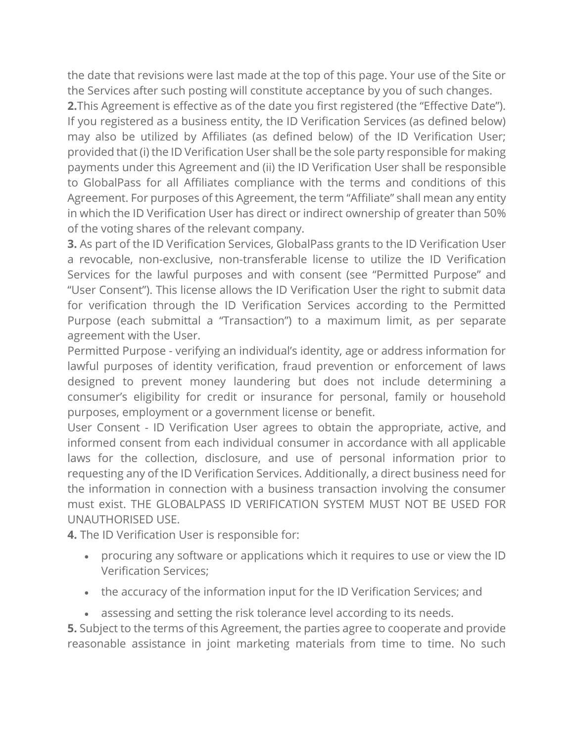the date that revisions were last made at the top of this page. Your use of the Site or the Services after such posting will constitute acceptance by you of such changes.

**2.**This Agreement is effective as of the date you first registered (the "Effective Date"). If you registered as a business entity, the ID Verification Services (as defined below) may also be utilized by Affiliates (as defined below) of the ID Verification User; provided that (i) the ID Verification User shall be the sole party responsible for making payments under this Agreement and (ii) the ID Verification User shall be responsible to GlobalPass for all Affiliates compliance with the terms and conditions of this Agreement. For purposes of this Agreement, the term "Affiliate" shall mean any entity in which the ID Verification User has direct or indirect ownership of greater than 50% of the voting shares of the relevant company.

**3.** As part of the ID Verification Services, GlobalPass grants to the ID Verification User a revocable, non-exclusive, non-transferable license to utilize the ID Verification Services for the lawful purposes and with consent (see "Permitted Purpose" and "User Consent"). This license allows the ID Verification User the right to submit data for verification through the ID Verification Services according to the Permitted Purpose (each submittal a "Transaction") to a maximum limit, as per separate agreement with the User.

Permitted Purpose - verifying an individual's identity, age or address information for lawful purposes of identity verification, fraud prevention or enforcement of laws designed to prevent money laundering but does not include determining a consumer's eligibility for credit or insurance for personal, family or household purposes, employment or a government license or benefit.

User Consent - ID Verification User agrees to obtain the appropriate, active, and informed consent from each individual consumer in accordance with all applicable laws for the collection, disclosure, and use of personal information prior to requesting any of the ID Verification Services. Additionally, a direct business need for the information in connection with a business transaction involving the consumer must exist. THE GLOBALPASS ID VERIFICATION SYSTEM MUST NOT BE USED FOR UNAUTHORISED USE.

**4.** The ID Verification User is responsible for:

- procuring any software or applications which it requires to use or view the ID Verification Services;
- the accuracy of the information input for the ID Verification Services; and
- assessing and setting the risk tolerance level according to its needs.

**5.** Subject to the terms of this Agreement, the parties agree to cooperate and provide reasonable assistance in joint marketing materials from time to time. No such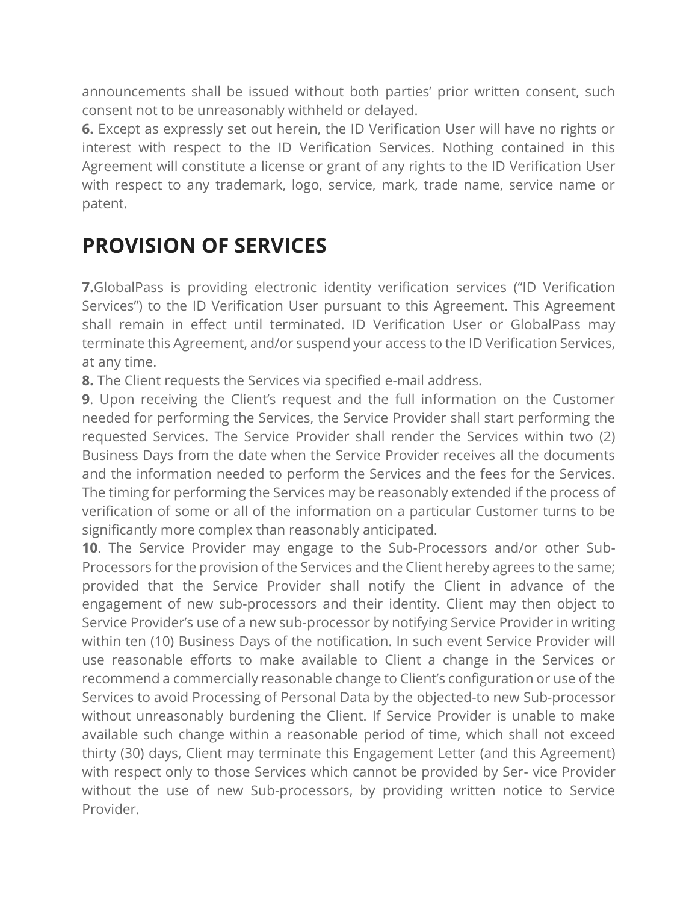announcements shall be issued without both parties' prior written consent, such consent not to be unreasonably withheld or delayed.

**6.** Except as expressly set out herein, the ID Verification User will have no rights or interest with respect to the ID Verification Services. Nothing contained in this Agreement will constitute a license or grant of any rights to the ID Verification User with respect to any trademark, logo, service, mark, trade name, service name or patent.

## PROVISION OF SERVICES

**7.**GlobalPass is providing electronic identity verification services ("ID Verification Services") to the ID Verification User pursuant to this Agreement. This Agreement shall remain in effect until terminated. ID Verification User or GlobalPass may terminate this Agreement, and/or suspend your access to the ID Verification Services, at any time.

**8.** The Client requests the Services via specified e-mail address.

**9**. Upon receiving the Client's request and the full information on the Customer needed for performing the Services, the Service Provider shall start performing the requested Services. The Service Provider shall render the Services within two (2) Business Days from the date when the Service Provider receives all the documents and the information needed to perform the Services and the fees for the Services. The timing for performing the Services may be reasonably extended if the process of verification of some or all of the information on a particular Customer turns to be significantly more complex than reasonably anticipated.

**10**. The Service Provider may engage to the Sub-Processors and/or other Sub-Processors for the provision of the Services and the Client hereby agrees to the same; provided that the Service Provider shall notify the Client in advance of the engagement of new sub-processors and their identity. Client may then object to Service Provider's use of a new sub-processor by notifying Service Provider in writing within ten (10) Business Days of the notification. In such event Service Provider will use reasonable efforts to make available to Client a change in the Services or recommend a commercially reasonable change to Client's configuration or use of the Services to avoid Processing of Personal Data by the objected-to new Sub-processor without unreasonably burdening the Client. If Service Provider is unable to make available such change within a reasonable period of time, which shall not exceed thirty (30) days, Client may terminate this Engagement Letter (and this Agreement) with respect only to those Services which cannot be provided by Ser- vice Provider without the use of new Sub-processors, by providing written notice to Service Provider.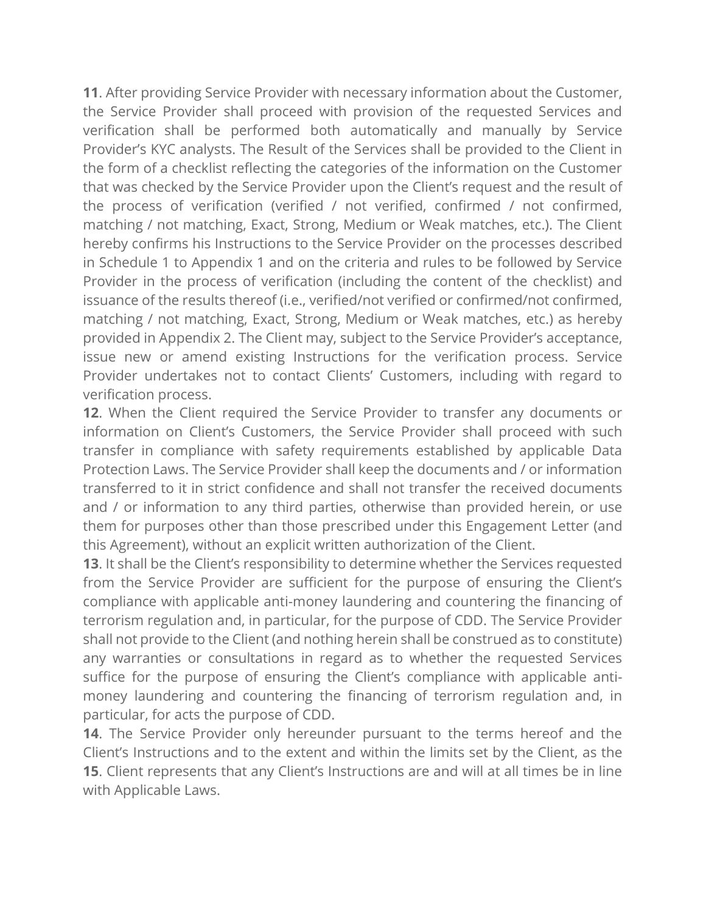**11**. After providing Service Provider with necessary information about the Customer, the Service Provider shall proceed with provision of the requested Services and verification shall be performed both automatically and manually by Service Provider's KYC analysts. The Result of the Services shall be provided to the Client in the form of a checklist reflecting the categories of the information on the Customer that was checked by the Service Provider upon the Client's request and the result of the process of verification (verified / not verified, confirmed / not confirmed, matching / not matching, Exact, Strong, Medium or Weak matches, etc.). The Client hereby confirms his Instructions to the Service Provider on the processes described in Schedule 1 to Appendix 1 and on the criteria and rules to be followed by Service Provider in the process of verification (including the content of the checklist) and issuance of the results thereof (i.e., verified/not verified or confirmed/not confirmed, matching / not matching, Exact, Strong, Medium or Weak matches, etc.) as hereby provided in Appendix 2. The Client may, subject to the Service Provider's acceptance, issue new or amend existing Instructions for the verification process. Service Provider undertakes not to contact Clients' Customers, including with regard to verification process.

**12**. When the Client required the Service Provider to transfer any documents or information on Client's Customers, the Service Provider shall proceed with such transfer in compliance with safety requirements established by applicable Data Protection Laws. The Service Provider shall keep the documents and / or information transferred to it in strict confidence and shall not transfer the received documents and / or information to any third parties, otherwise than provided herein, or use them for purposes other than those prescribed under this Engagement Letter (and this Agreement), without an explicit written authorization of the Client.

**13**. It shall be the Client's responsibility to determine whether the Services requested from the Service Provider are sufficient for the purpose of ensuring the Client's compliance with applicable anti-money laundering and countering the financing of terrorism regulation and, in particular, for the purpose of CDD. The Service Provider shall not provide to the Client (and nothing herein shall be construed as to constitute) any warranties or consultations in regard as to whether the requested Services suffice for the purpose of ensuring the Client's compliance with applicable anti-money laundering and countering the financing of terrorism regulation and, in particular, for acts the purpose of CDD.

**14**. The Service Provider only hereunder pursuant to the terms hereof and the Client's Instructions and to the extent and within the limits set by the Client, as the

**15**. Client represents that any Client's Instructions are and will at all times be in line with Applicable Laws.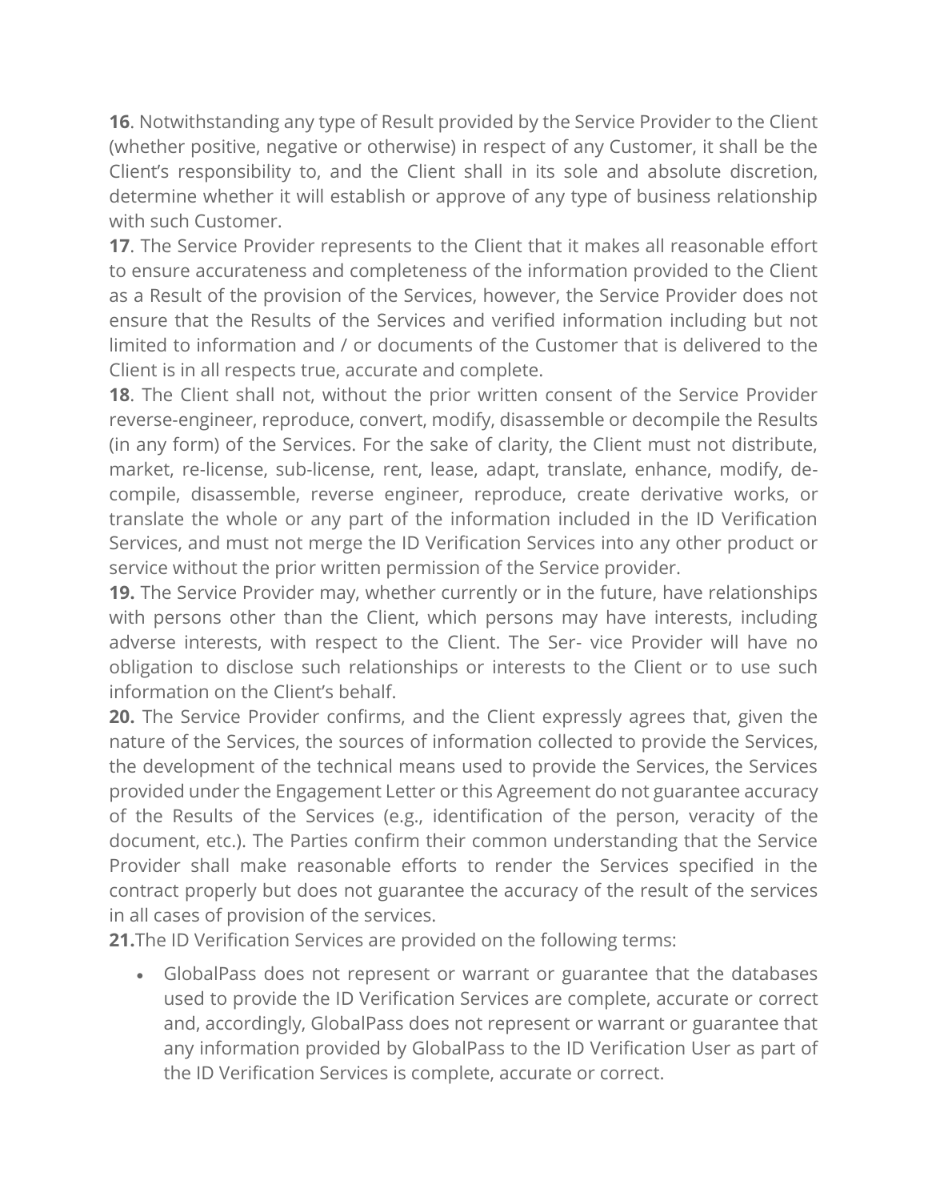**16**. Notwithstanding any type of Result provided by the Service Provider to the Client (whether positive, negative or otherwise) in respect of any Customer, it shall be the Client's responsibility to, and the Client shall in its sole and absolute discretion, determine whether it will establish or approve of any type of business relationship with such Customer.

**17**. The Service Provider represents to the Client that it makes all reasonable effort to ensure accurateness and completeness of the information provided to the Client as a Result of the provision of the Services, however, the Service Provider does not ensure that the Results of the Services and verified information including but not limited to information and / or documents of the Customer that is delivered to the Client is in all respects true, accurate and complete.

**18**. The Client shall not, without the prior written consent of the Service Provider reverse-engineer, reproduce, convert, modify, disassemble or decompile the Results (in any form) of the Services. For the sake of clarity, the Client must not distribute, market, re-license, sub-license, rent, lease, adapt, translate, enhance, modify, de-compile, disassemble, reverse engineer, reproduce, create derivative works, or translate the whole or any part of the information included in the ID Verification Services, and must not merge the ID Verification Services into any other product or service without the prior written permission of the Service provider.

**19.** The Service Provider may, whether currently or in the future, have relationships with persons other than the Client, which persons may have interests, including adverse interests, with respect to the Client. The Ser- vice Provider will have no obligation to disclose such relationships or interests to the Client or to use such information on the Client's behalf.

**20.** The Service Provider confirms, and the Client expressly agrees that, given the nature of the Services, the sources of information collected to provide the Services, the development of the technical means used to provide the Services, the Services provided under the Engagement Letter or this Agreement do not guarantee accuracy of the Results of the Services (e.g., identification of the person, veracity of the document, etc.). The Parties confirm their common understanding that the Service Provider shall make reasonable efforts to render the Services specified in the contract properly but does not guarantee the accuracy of the result of the services in all cases of provision of the services.

**21.**The ID Verification Services are provided on the following terms:

- GlobalPass does not represent or warrant or guarantee that the databases used to provide the ID Verification Services are complete, accurate or correct and, accordingly, GlobalPass does not represent or warrant or guarantee that any information provided by GlobalPass to the ID Verification User as part of the ID Verification Services is complete, accurate or correct.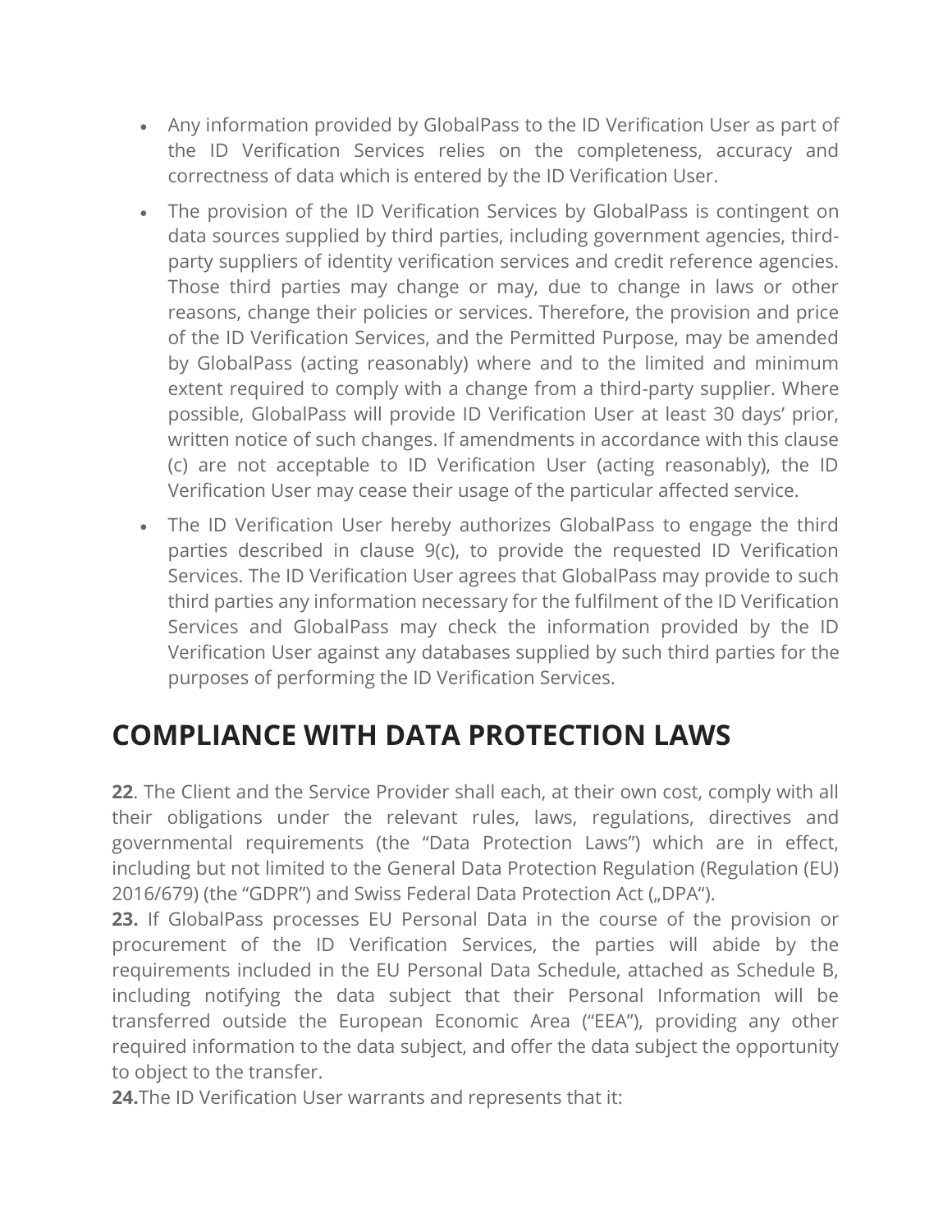- Any information provided by GlobalPass to the ID Verification User as part of the ID Verification Services relies on the completeness, accuracy and correctness of data which is entered by the ID Verification User.
- The provision of the ID Verification Services by GlobalPass is contingent on data sources supplied by third parties, including government agencies, third-party suppliers of identity verification services and credit reference agencies. Those third parties may change or may, due to change in laws or other reasons, change their policies or services. Therefore, the provision and price of the ID Verification Services, and the Permitted Purpose, may be amended by GlobalPass (acting reasonably) where and to the limited and minimum extent required to comply with a change from a third-party supplier. Where possible, GlobalPass will provide ID Verification User at least 30 days' prior, written notice of such changes. If amendments in accordance with this clause (c) are not acceptable to ID Verification User (acting reasonably), the ID Verification User may cease their usage of the particular affected service.
- The ID Verification User hereby authorizes GlobalPass to engage the third parties described in clause 9(c), to provide the requested ID Verification Services. The ID Verification User agrees that GlobalPass may provide to such third parties any information necessary for the fulfilment of the ID Verification Services and GlobalPass may check the information provided by the ID Verification User against any databases supplied by such third parties for the purposes of performing the ID Verification Services.

## COMPLIANCE WITH DATA PROTECTION LAWS

**22**. The Client and the Service Provider shall each, at their own cost, comply with all their obligations under the relevant rules, laws, regulations, directives and governmental requirements (the "Data Protection Laws") which are in effect, including but not limited to the General Data Protection Regulation (Regulation (EU) 2016/679) (the "GDPR") and Swiss Federal Data Protection Act („DPA").

**23.** If GlobalPass processes EU Personal Data in the course of the provision or procurement of the ID Verification Services, the parties will abide by the requirements included in the EU Personal Data Schedule, attached as Schedule B, including notifying the data subject that their Personal Information will be transferred outside the European Economic Area ("EEA"), providing any other required information to the data subject, and offer the data subject the opportunity to object to the transfer.

**24.**The ID Verification User warrants and represents that it: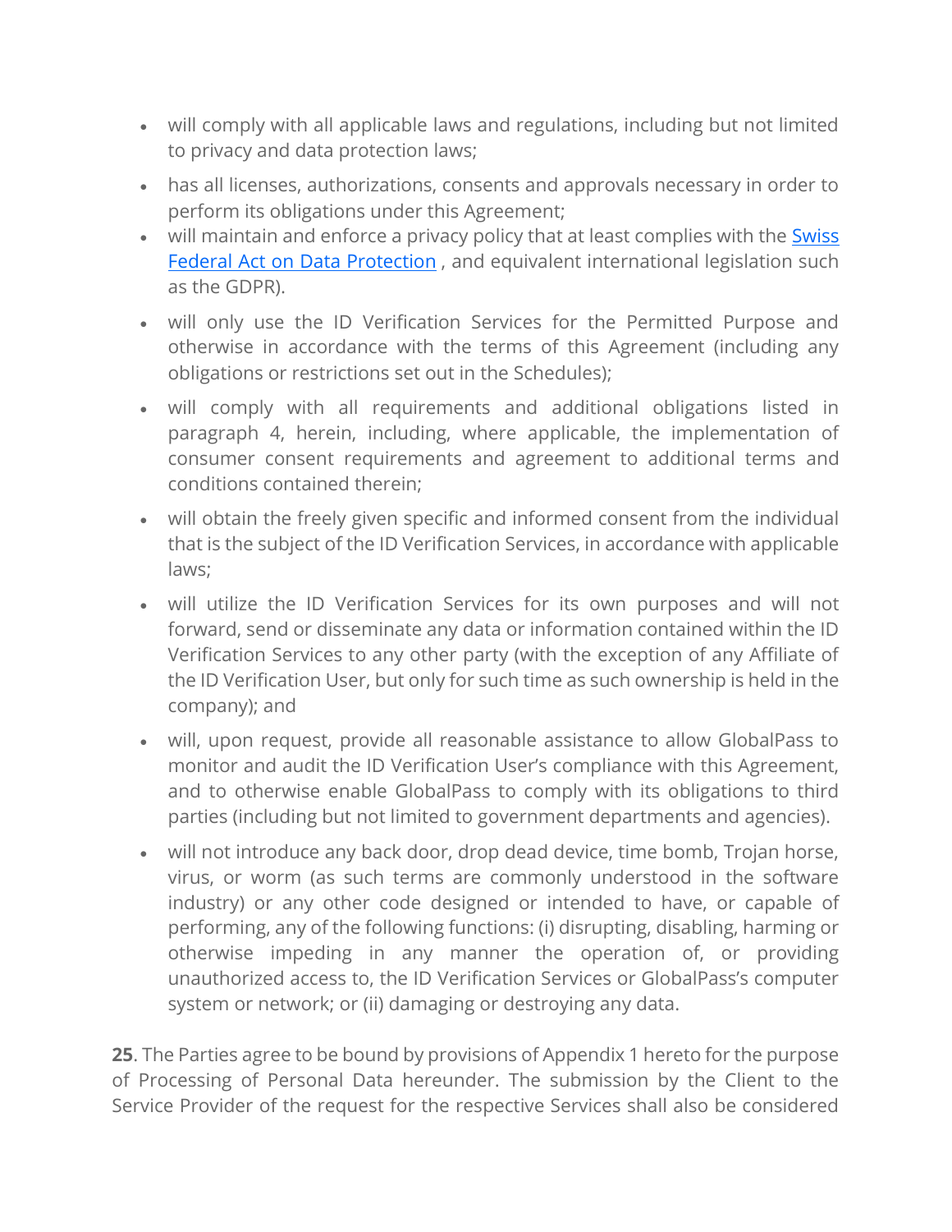- will comply with all applicable laws and regulations, including but not limited to privacy and data protection laws;
- has all licenses, authorizations, consents and approvals necessary in order to perform its obligations under this Agreement;
- will maintain and enforce a privacy policy that at least complies with the Swiss Federal Act on Data Protection , and equivalent international legislation such as the GDPR).
- will only use the ID Verification Services for the Permitted Purpose and otherwise in accordance with the terms of this Agreement (including any obligations or restrictions set out in the Schedules);
- will comply with all requirements and additional obligations listed in paragraph 4, herein, including, where applicable, the implementation of consumer consent requirements and agreement to additional terms and conditions contained therein;
- will obtain the freely given specific and informed consent from the individual that is the subject of the ID Verification Services, in accordance with applicable laws;
- will utilize the ID Verification Services for its own purposes and will not forward, send or disseminate any data or information contained within the ID Verification Services to any other party (with the exception of any Affiliate of the ID Verification User, but only for such time as such ownership is held in the company); and
- will, upon request, provide all reasonable assistance to allow GlobalPass to monitor and audit the ID Verification User's compliance with this Agreement, and to otherwise enable GlobalPass to comply with its obligations to third parties (including but not limited to government departments and agencies).
- will not introduce any back door, drop dead device, time bomb, Trojan horse, virus, or worm (as such terms are commonly understood in the software industry) or any other code designed or intended to have, or capable of performing, any of the following functions: (i) disrupting, disabling, harming or otherwise impeding in any manner the operation of, or providing unauthorized access to, the ID Verification Services or GlobalPass's computer system or network; or (ii) damaging or destroying any data.

**25**. The Parties agree to be bound by provisions of Appendix 1 hereto for the purpose of Processing of Personal Data hereunder. The submission by the Client to the Service Provider of the request for the respective Services shall also be considered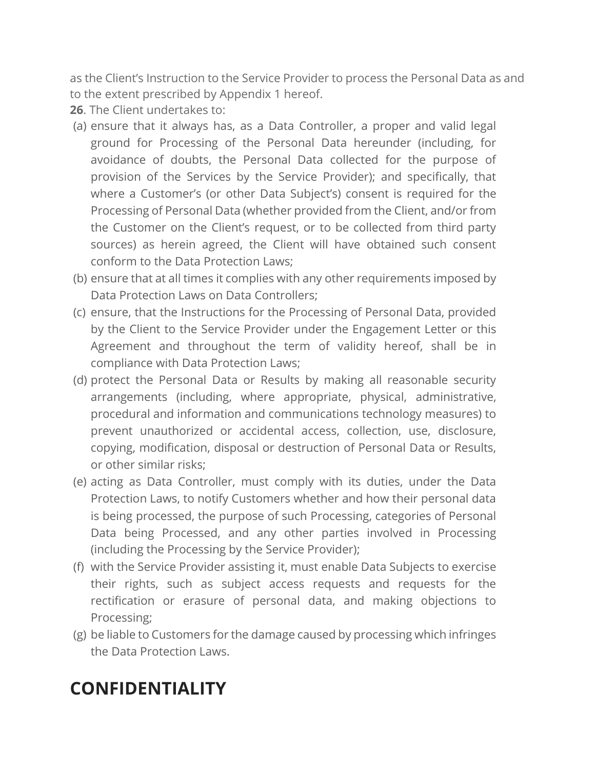as the Client’s Instruction to the Service Provider to process the Personal Data as and to the extent prescribed by Appendix 1 hereof.

**26**. The Client undertakes to:

(a) ensure that it always has, as a Data Controller, a proper and valid legal ground for Processing of the Personal Data hereunder (including, for avoidance of doubts, the Personal Data collected for the purpose of provision of the Services by the Service Provider); and specifically, that where a Customer’s (or other Data Subject’s) consent is required for the Processing of Personal Data (whether provided from the Client, and/or from the Customer on the Client’s request, or to be collected from third party sources) as herein agreed, the Client will have obtained such consent conform to the Data Protection Laws;

(b) ensure that at all times it complies with any other requirements imposed by Data Protection Laws on Data Controllers;

(c) ensure, that the Instructions for the Processing of Personal Data, provided by the Client to the Service Provider under the Engagement Letter or this Agreement and throughout the term of validity hereof, shall be in compliance with Data Protection Laws;

(d) protect the Personal Data or Results by making all reasonable security arrangements (including, where appropriate, physical, administrative, procedural and information and communications technology measures) to prevent unauthorized or accidental access, collection, use, disclosure, copying, modification, disposal or destruction of Personal Data or Results, or other similar risks;

(e) acting as Data Controller, must comply with its duties, under the Data Protection Laws, to notify Customers whether and how their personal data is being processed, the purpose of such Processing, categories of Personal Data being Processed, and any other parties involved in Processing (including the Processing by the Service Provider);

(f) with the Service Provider assisting it, must enable Data Subjects to exercise their rights, such as subject access requests and requests for the rectification or erasure of personal data, and making objections to Processing;

(g) be liable to Customers for the damage caused by processing which infringes the Data Protection Laws.

## CONFIDENTIALITY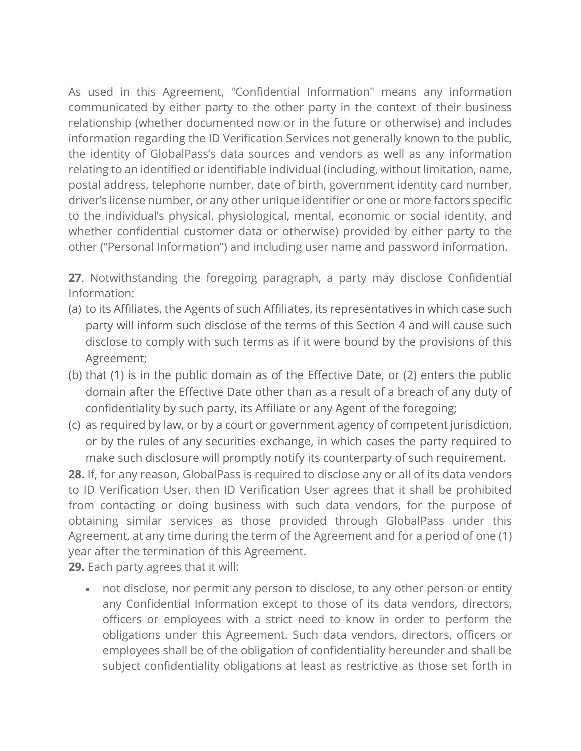As used in this Agreement, "Confidential Information" means any information communicated by either party to the other party in the context of their business relationship (whether documented now or in the future or otherwise) and includes information regarding the ID Verification Services not generally known to the public, the identity of GlobalPass's data sources and vendors as well as any information relating to an identified or identifiable individual (including, without limitation, name, postal address, telephone number, date of birth, government identity card number, driver's license number, or any other unique identifier or one or more factors specific to the individual's physical, physiological, mental, economic or social identity, and whether confidential customer data or otherwise) provided by either party to the other ("Personal Information") and including user name and password information.

**27**. Notwithstanding the foregoing paragraph, a party may disclose Confidential Information:

(a) to its Affiliates, the Agents of such Affiliates, its representatives in which case such party will inform such disclose of the terms of this Section 4 and will cause such disclose to comply with such terms as if it were bound by the provisions of this Agreement;

(b) that (1) is in the public domain as of the Effective Date, or (2) enters the public domain after the Effective Date other than as a result of a breach of any duty of confidentiality by such party, its Affiliate or any Agent of the foregoing;

(c) as required by law, or by a court or government agency of competent jurisdiction, or by the rules of any securities exchange, in which cases the party required to make such disclosure will promptly notify its counterparty of such requirement.

**28.** If, for any reason, GlobalPass is required to disclose any or all of its data vendors to ID Verification User, then ID Verification User agrees that it shall be prohibited from contacting or doing business with such data vendors, for the purpose of obtaining similar services as those provided through GlobalPass under this Agreement, at any time during the term of the Agreement and for a period of one (1) year after the termination of this Agreement.

**29.** Each party agrees that it will:

- not disclose, nor permit any person to disclose, to any other person or entity any Confidential Information except to those of its data vendors, directors, officers or employees with a strict need to know in order to perform the obligations under this Agreement. Such data vendors, directors, officers or employees shall be of the obligation of confidentiality hereunder and shall be subject confidentiality obligations at least as restrictive as those set forth in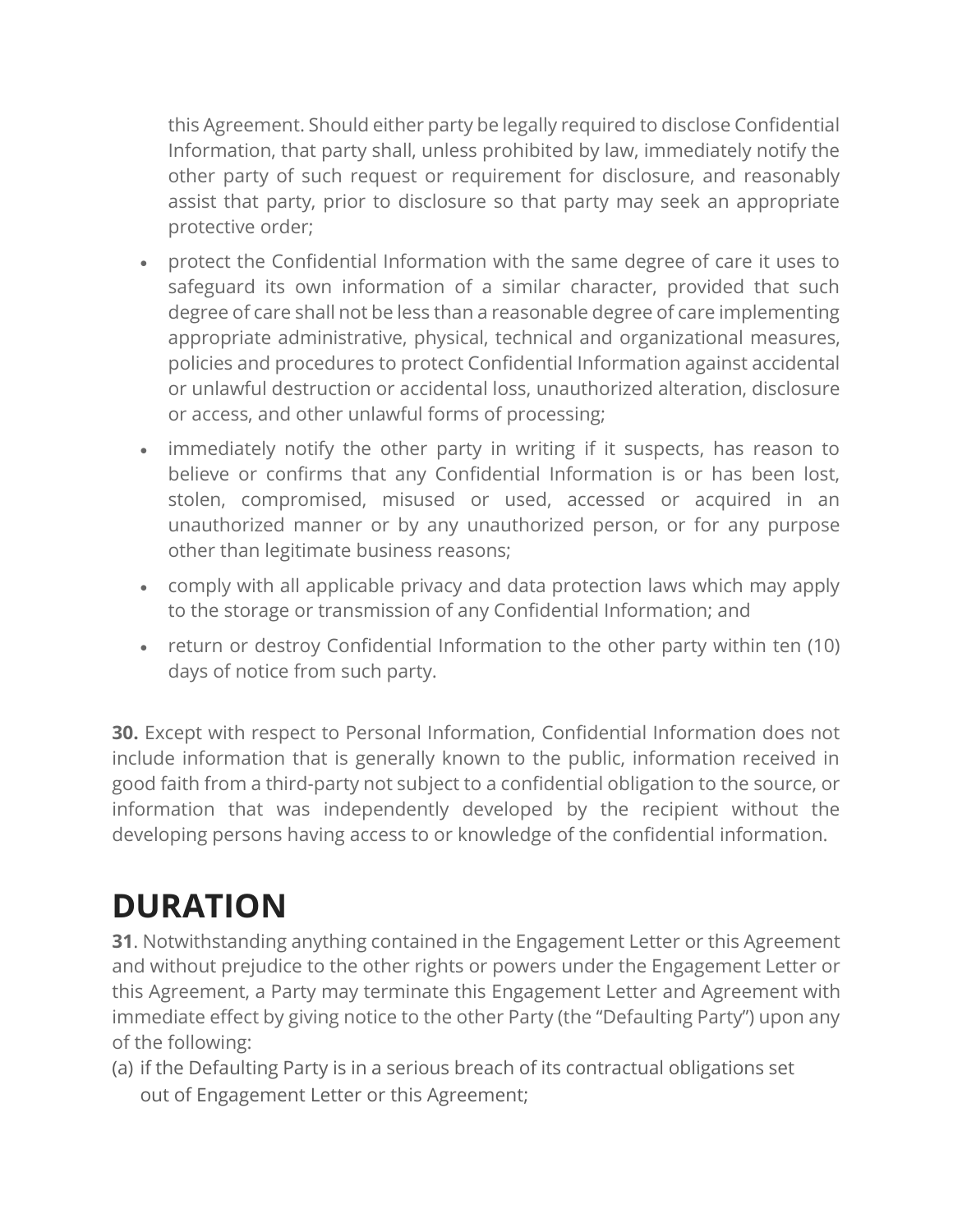this Agreement. Should either party be legally required to disclose Confidential Information, that party shall, unless prohibited by law, immediately notify the other party of such request or requirement for disclosure, and reasonably assist that party, prior to disclosure so that party may seek an appropriate protective order;

- protect the Confidential Information with the same degree of care it uses to safeguard its own information of a similar character, provided that such degree of care shall not be less than a reasonable degree of care implementing appropriate administrative, physical, technical and organizational measures, policies and procedures to protect Confidential Information against accidental or unlawful destruction or accidental loss, unauthorized alteration, disclosure or access, and other unlawful forms of processing;
- immediately notify the other party in writing if it suspects, has reason to believe or confirms that any Confidential Information is or has been lost, stolen, compromised, misused or used, accessed or acquired in an unauthorized manner or by any unauthorized person, or for any purpose other than legitimate business reasons;
- comply with all applicable privacy and data protection laws which may apply to the storage or transmission of any Confidential Information; and
- return or destroy Confidential Information to the other party within ten (10) days of notice from such party.

**30.** Except with respect to Personal Information, Confidential Information does not include information that is generally known to the public, information received in good faith from a third-party not subject to a confidential obligation to the source, or information that was independently developed by the recipient without the developing persons having access to or knowledge of the confidential information.

# DURATION

**31**. Notwithstanding anything contained in the Engagement Letter or this Agreement and without prejudice to the other rights or powers under the Engagement Letter or this Agreement, a Party may terminate this Engagement Letter and Agreement with immediate effect by giving notice to the other Party (the "Defaulting Party") upon any of the following:

(a) if the Defaulting Party is in a serious breach of its contractual obligations set out of Engagement Letter or this Agreement;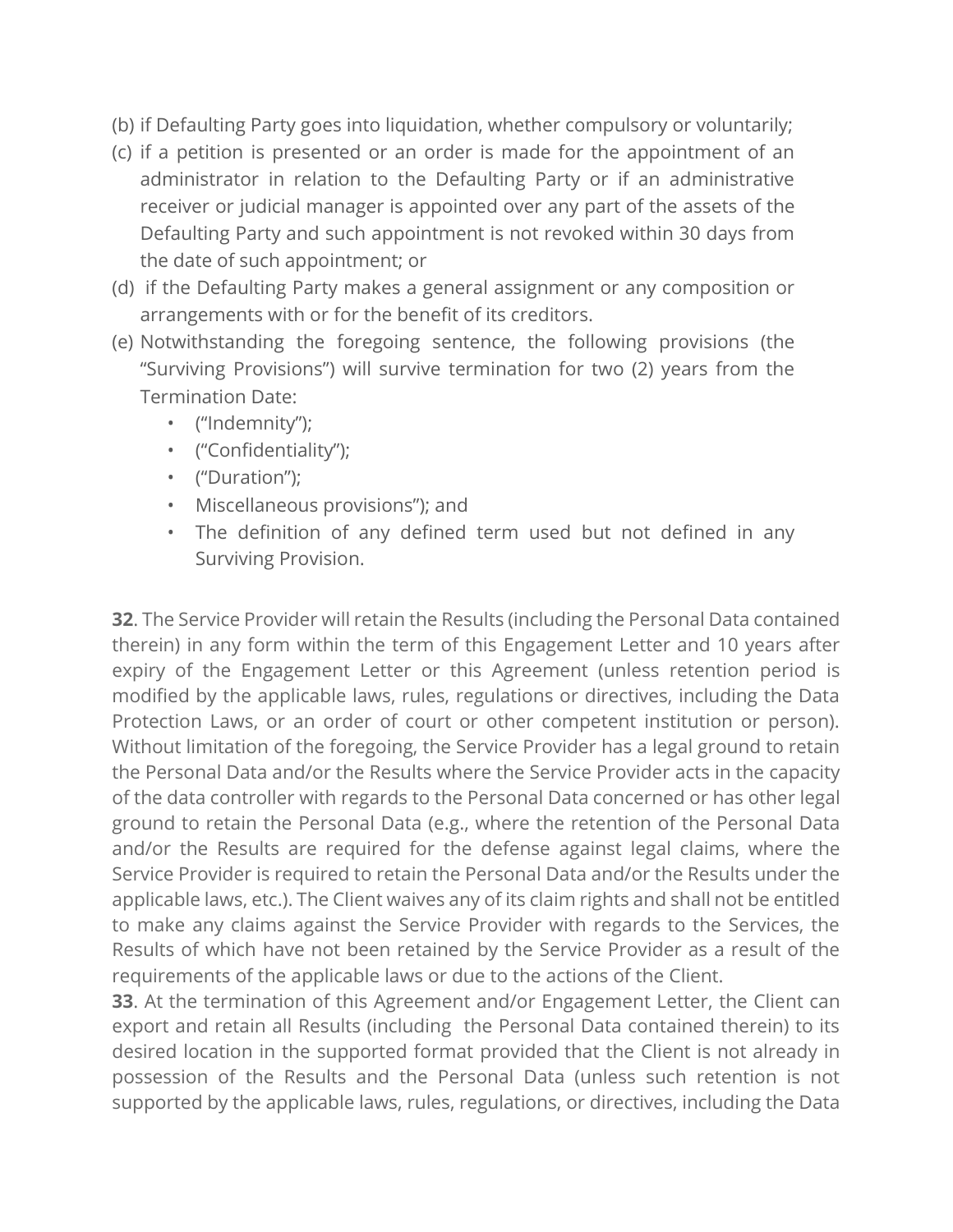(b) if Defaulting Party goes into liquidation, whether compulsory or voluntarily;

(c) if a petition is presented or an order is made for the appointment of an administrator in relation to the Defaulting Party or if an administrative receiver or judicial manager is appointed over any part of the assets of the Defaulting Party and such appointment is not revoked within 30 days from the date of such appointment; or

(d) if the Defaulting Party makes a general assignment or any composition or arrangements with or for the benefit of its creditors.

(e) Notwithstanding the foregoing sentence, the following provisions (the "Surviving Provisions") will survive termination for two (2) years from the Termination Date:

- ("Indemnity");
- ("Confidentiality");
- ("Duration");
- Miscellaneous provisions"); and
- The definition of any defined term used but not defined in any Surviving Provision.

**32**. The Service Provider will retain the Results (including the Personal Data contained therein) in any form within the term of this Engagement Letter and 10 years after expiry of the Engagement Letter or this Agreement (unless retention period is modified by the applicable laws, rules, regulations or directives, including the Data Protection Laws, or an order of court or other competent institution or person). Without limitation of the foregoing, the Service Provider has a legal ground to retain the Personal Data and/or the Results where the Service Provider acts in the capacity of the data controller with regards to the Personal Data concerned or has other legal ground to retain the Personal Data (e.g., where the retention of the Personal Data and/or the Results are required for the defense against legal claims, where the Service Provider is required to retain the Personal Data and/or the Results under the applicable laws, etc.). The Client waives any of its claim rights and shall not be entitled to make any claims against the Service Provider with regards to the Services, the Results of which have not been retained by the Service Provider as a result of the requirements of the applicable laws or due to the actions of the Client.

**33**. At the termination of this Agreement and/or Engagement Letter, the Client can export and retain all Results (including the Personal Data contained therein) to its desired location in the supported format provided that the Client is not already in possession of the Results and the Personal Data (unless such retention is not supported by the applicable laws, rules, regulations, or directives, including the Data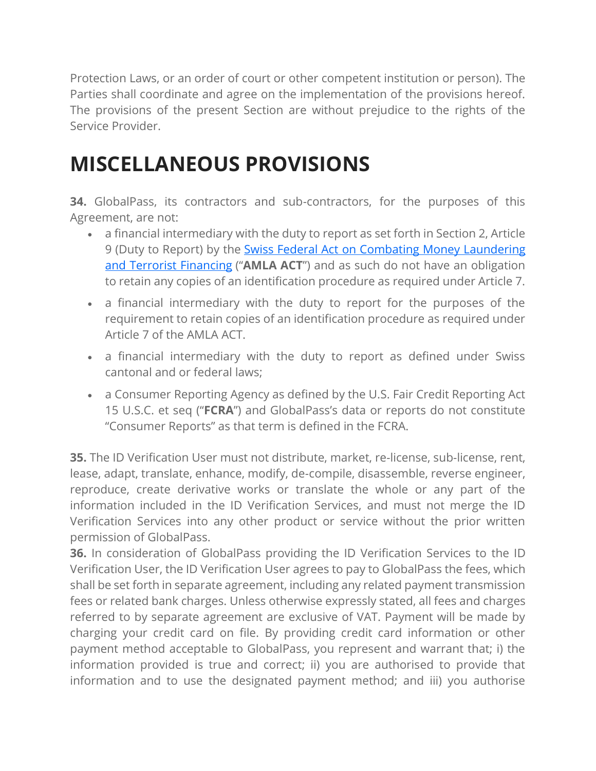Protection Laws, or an order of court or other competent institution or person). The Parties shall coordinate and agree on the implementation of the provisions hereof. The provisions of the present Section are without prejudice to the rights of the Service Provider.

# MISCELLANEOUS PROVISIONS

**34.** GlobalPass, its contractors and sub-contractors, for the purposes of this Agreement, are not:

- a financial intermediary with the duty to report as set forth in Section 2, Article 9 (Duty to Report) by the [Swiss Federal Act on Combating Money Laundering and Terrorist Financing]() ("**AMLA ACT**") and as such do not have an obligation to retain any copies of an identification procedure as required under Article 7.
- a financial intermediary with the duty to report for the purposes of the requirement to retain copies of an identification procedure as required under Article 7 of the AMLA ACT.
- a financial intermediary with the duty to report as defined under Swiss cantonal and or federal laws;
- a Consumer Reporting Agency as defined by the U.S. Fair Credit Reporting Act 15 U.S.C. et seq ("**FCRA**") and GlobalPass's data or reports do not constitute "Consumer Reports" as that term is defined in the FCRA.

**35.** The ID Verification User must not distribute, market, re-license, sub-license, rent, lease, adapt, translate, enhance, modify, de-compile, disassemble, reverse engineer, reproduce, create derivative works or translate the whole or any part of the information included in the ID Verification Services, and must not merge the ID Verification Services into any other product or service without the prior written permission of GlobalPass.

**36.** In consideration of GlobalPass providing the ID Verification Services to the ID Verification User, the ID Verification User agrees to pay to GlobalPass the fees, which shall be set forth in separate agreement, including any related payment transmission fees or related bank charges. Unless otherwise expressly stated, all fees and charges referred to by separate agreement are exclusive of VAT. Payment will be made by charging your credit card on file. By providing credit card information or other payment method acceptable to GlobalPass, you represent and warrant that; i) the information provided is true and correct; ii) you are authorised to provide that information and to use the designated payment method; and iii) you authorise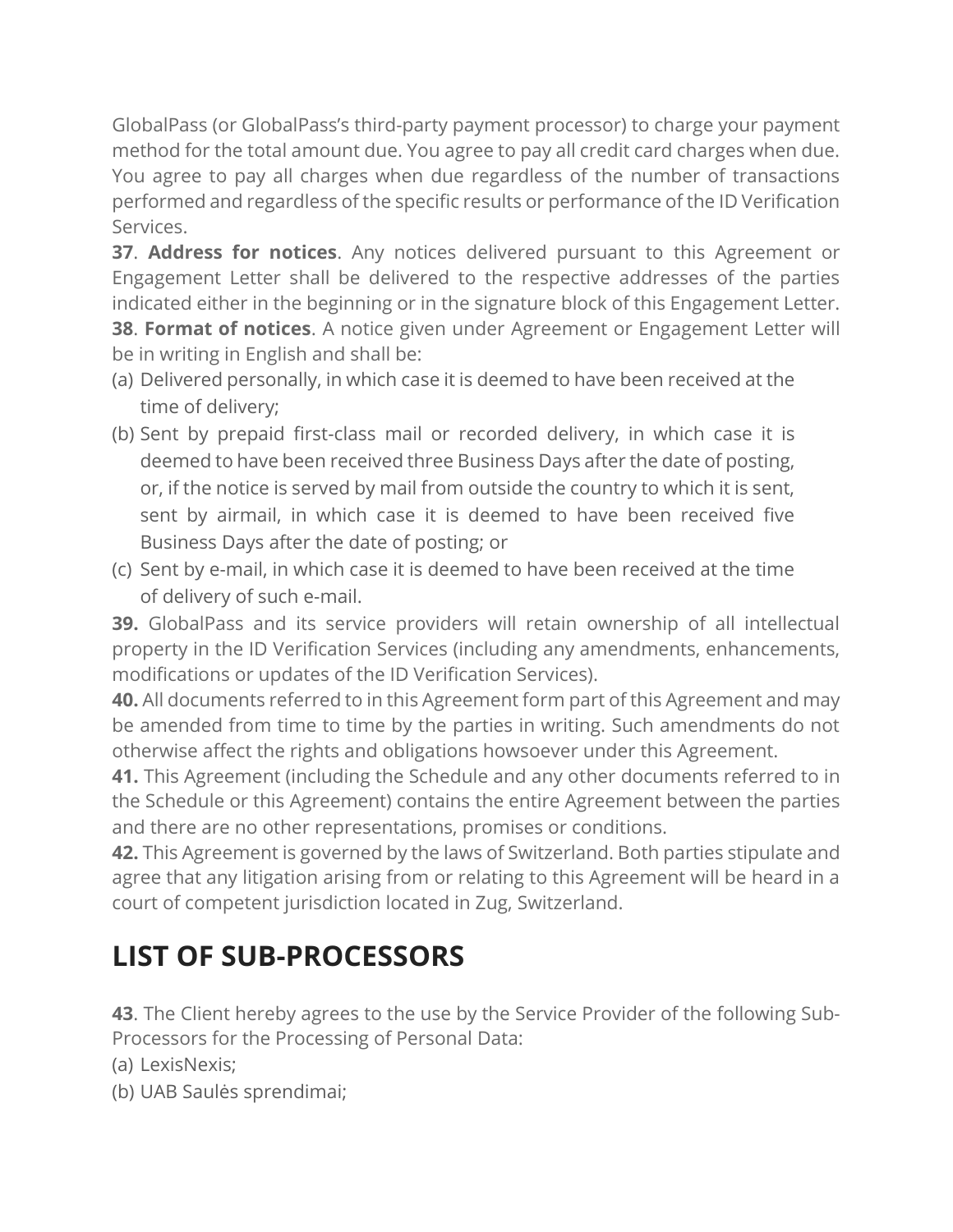GlobalPass (or GlobalPass's third-party payment processor) to charge your payment method for the total amount due. You agree to pay all credit card charges when due. You agree to pay all charges when due regardless of the number of transactions performed and regardless of the specific results or performance of the ID Verification Services.

**37**. **Address for notices**. Any notices delivered pursuant to this Agreement or Engagement Letter shall be delivered to the respective addresses of the parties indicated either in the beginning or in the signature block of this Engagement Letter.

**38**. **Format of notices**. A notice given under Agreement or Engagement Letter will be in writing in English and shall be:

(a) Delivered personally, in which case it is deemed to have been received at the time of delivery;

(b) Sent by prepaid first-class mail or recorded delivery, in which case it is deemed to have been received three Business Days after the date of posting, or, if the notice is served by mail from outside the country to which it is sent, sent by airmail, in which case it is deemed to have been received five Business Days after the date of posting; or

(c) Sent by e-mail, in which case it is deemed to have been received at the time of delivery of such e-mail.

**39.** GlobalPass and its service providers will retain ownership of all intellectual property in the ID Verification Services (including any amendments, enhancements, modifications or updates of the ID Verification Services).

**40.** All documents referred to in this Agreement form part of this Agreement and may be amended from time to time by the parties in writing. Such amendments do not otherwise affect the rights and obligations howsoever under this Agreement.

**41.** This Agreement (including the Schedule and any other documents referred to in the Schedule or this Agreement) contains the entire Agreement between the parties and there are no other representations, promises or conditions.

**42.** This Agreement is governed by the laws of Switzerland. Both parties stipulate and agree that any litigation arising from or relating to this Agreement will be heard in a court of competent jurisdiction located in Zug, Switzerland.

## LIST OF SUB-PROCESSORS

**43**. The Client hereby agrees to the use by the Service Provider of the following Sub-Processors for the Processing of Personal Data:

(a) LexisNexis;

(b) UAB Saulės sprendimai;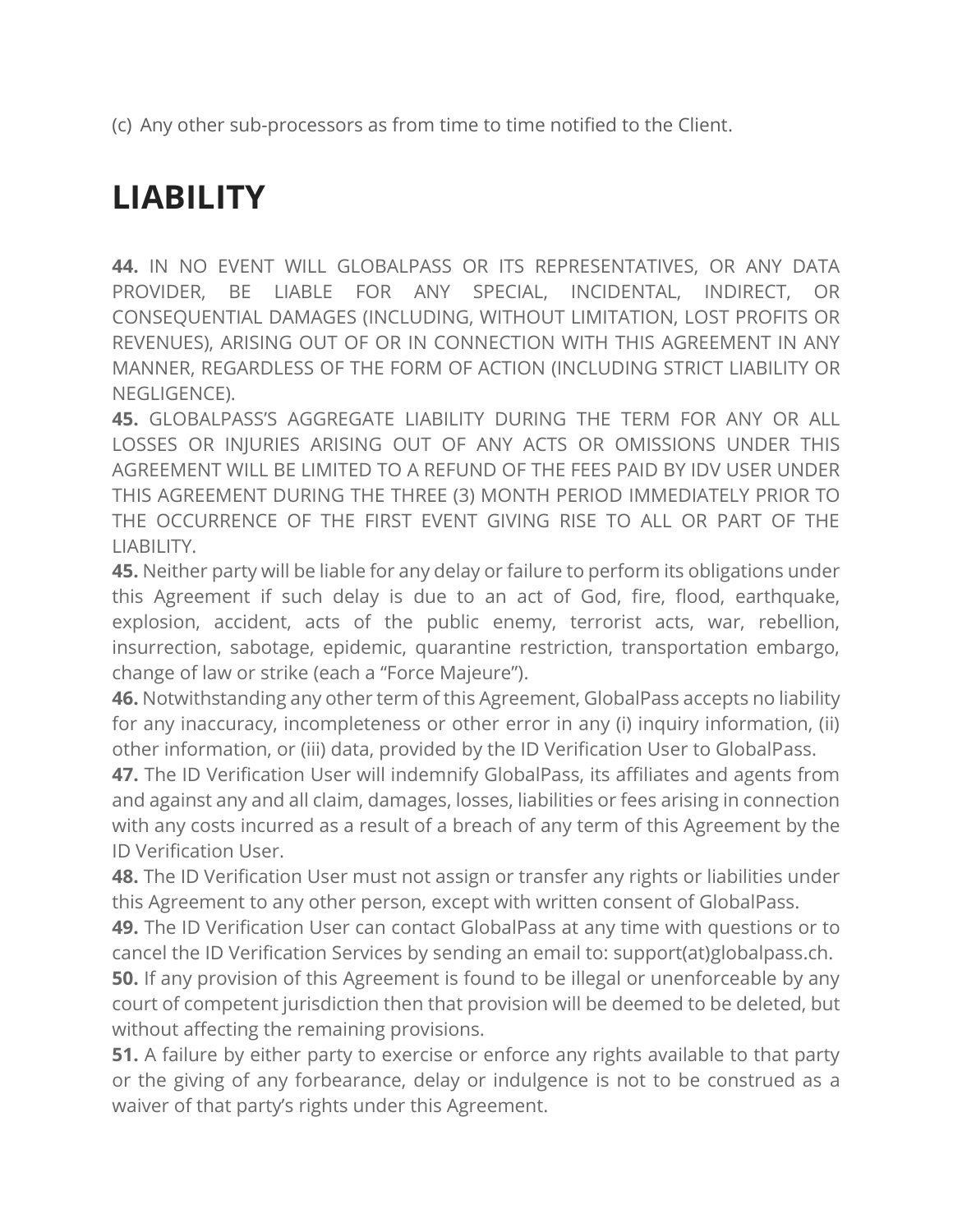(c) Any other sub-processors as from time to time notified to the Client.

# LIABILITY

**44.** IN NO EVENT WILL GLOBALPASS OR ITS REPRESENTATIVES, OR ANY DATA PROVIDER, BE LIABLE FOR ANY SPECIAL, INCIDENTAL, INDIRECT, OR CONSEQUENTIAL DAMAGES (INCLUDING, WITHOUT LIMITATION, LOST PROFITS OR REVENUES), ARISING OUT OF OR IN CONNECTION WITH THIS AGREEMENT IN ANY MANNER, REGARDLESS OF THE FORM OF ACTION (INCLUDING STRICT LIABILITY OR NEGLIGENCE).

**45.** GLOBALPASS'S AGGREGATE LIABILITY DURING THE TERM FOR ANY OR ALL LOSSES OR INJURIES ARISING OUT OF ANY ACTS OR OMISSIONS UNDER THIS AGREEMENT WILL BE LIMITED TO A REFUND OF THE FEES PAID BY IDV USER UNDER THIS AGREEMENT DURING THE THREE (3) MONTH PERIOD IMMEDIATELY PRIOR TO THE OCCURRENCE OF THE FIRST EVENT GIVING RISE TO ALL OR PART OF THE LIABILITY.

**45.** Neither party will be liable for any delay or failure to perform its obligations under this Agreement if such delay is due to an act of God, fire, flood, earthquake, explosion, accident, acts of the public enemy, terrorist acts, war, rebellion, insurrection, sabotage, epidemic, quarantine restriction, transportation embargo, change of law or strike (each a "Force Majeure").

**46.** Notwithstanding any other term of this Agreement, GlobalPass accepts no liability for any inaccuracy, incompleteness or other error in any (i) inquiry information, (ii) other information, or (iii) data, provided by the ID Verification User to GlobalPass.

**47.** The ID Verification User will indemnify GlobalPass, its affiliates and agents from and against any and all claim, damages, losses, liabilities or fees arising in connection with any costs incurred as a result of a breach of any term of this Agreement by the ID Verification User.

**48.** The ID Verification User must not assign or transfer any rights or liabilities under this Agreement to any other person, except with written consent of GlobalPass.

**49.** The ID Verification User can contact GlobalPass at any time with questions or to cancel the ID Verification Services by sending an email to: support(at)globalpass.ch.

**50.** If any provision of this Agreement is found to be illegal or unenforceable by any court of competent jurisdiction then that provision will be deemed to be deleted, but without affecting the remaining provisions.

**51.** A failure by either party to exercise or enforce any rights available to that party or the giving of any forbearance, delay or indulgence is not to be construed as a waiver of that party's rights under this Agreement.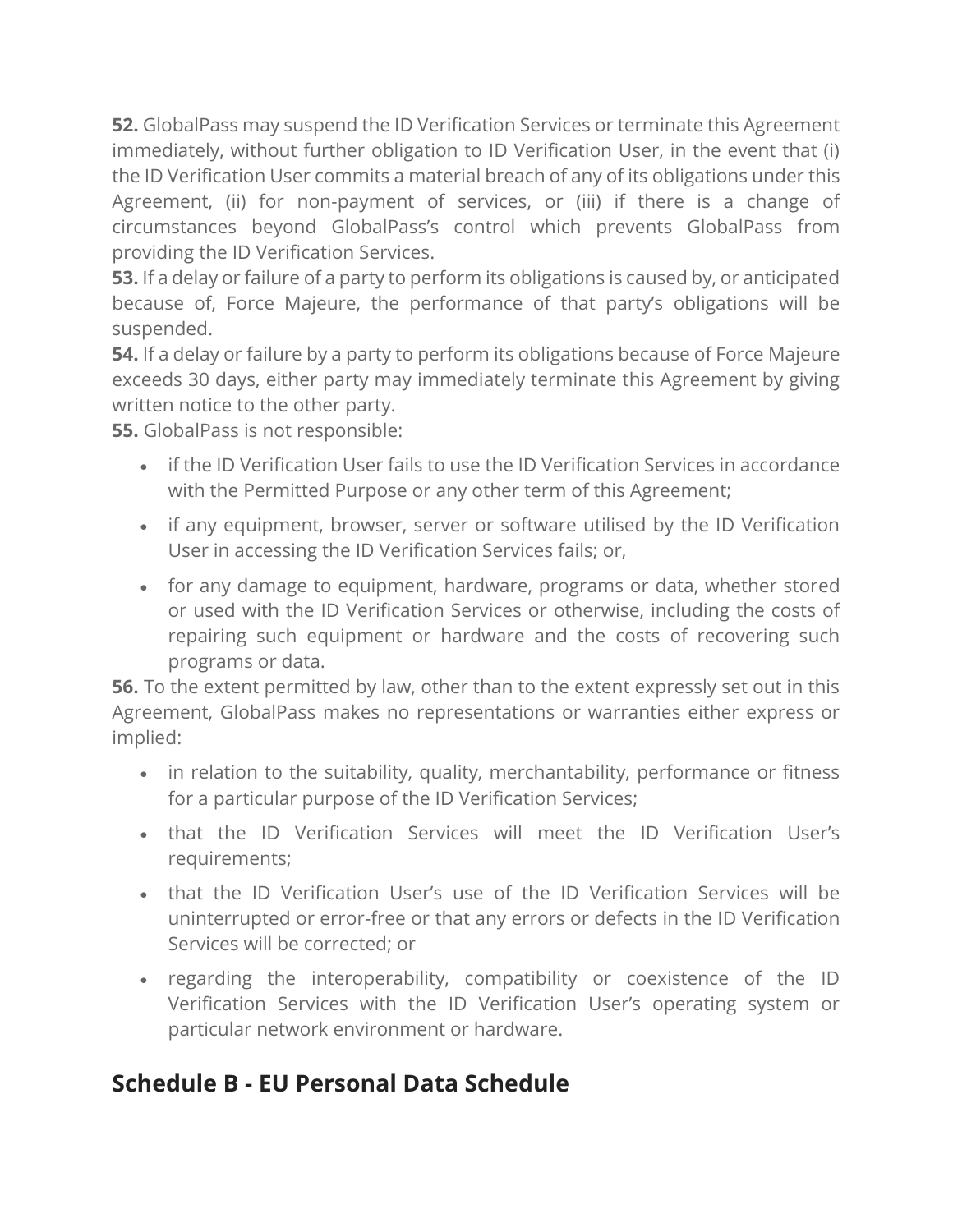**52.** GlobalPass may suspend the ID Verification Services or terminate this Agreement immediately, without further obligation to ID Verification User, in the event that (i) the ID Verification User commits a material breach of any of its obligations under this Agreement, (ii) for non-payment of services, or (iii) if there is a change of circumstances beyond GlobalPass's control which prevents GlobalPass from providing the ID Verification Services.
**53.** If a delay or failure of a party to perform its obligations is caused by, or anticipated because of, Force Majeure, the performance of that party's obligations will be suspended.
**54.** If a delay or failure by a party to perform its obligations because of Force Majeure exceeds 30 days, either party may immediately terminate this Agreement by giving written notice to the other party.
**55.** GlobalPass is not responsible:

- if the ID Verification User fails to use the ID Verification Services in accordance with the Permitted Purpose or any other term of this Agreement;
- if any equipment, browser, server or software utilised by the ID Verification User in accessing the ID Verification Services fails; or,
- for any damage to equipment, hardware, programs or data, whether stored or used with the ID Verification Services or otherwise, including the costs of repairing such equipment or hardware and the costs of recovering such programs or data.

**56.** To the extent permitted by law, other than to the extent expressly set out in this Agreement, GlobalPass makes no representations or warranties either express or implied:

- in relation to the suitability, quality, merchantability, performance or fitness for a particular purpose of the ID Verification Services;
- that the ID Verification Services will meet the ID Verification User's requirements;
- that the ID Verification User's use of the ID Verification Services will be uninterrupted or error-free or that any errors or defects in the ID Verification Services will be corrected; or
- regarding the interoperability, compatibility or coexistence of the ID Verification Services with the ID Verification User's operating system or particular network environment or hardware.

## Schedule B - EU Personal Data Schedule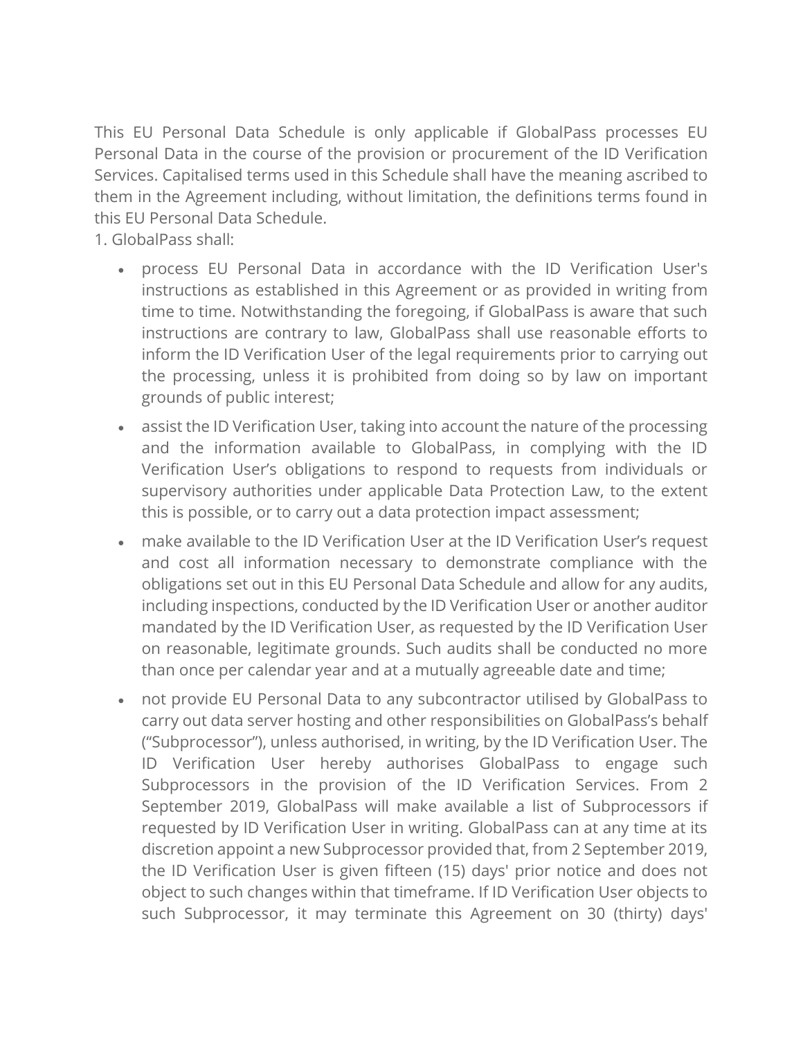This EU Personal Data Schedule is only applicable if GlobalPass processes EU Personal Data in the course of the provision or procurement of the ID Verification Services. Capitalised terms used in this Schedule shall have the meaning ascribed to them in the Agreement including, without limitation, the definitions terms found in this EU Personal Data Schedule.

1. GlobalPass shall:

- process EU Personal Data in accordance with the ID Verification User's instructions as established in this Agreement or as provided in writing from time to time. Notwithstanding the foregoing, if GlobalPass is aware that such instructions are contrary to law, GlobalPass shall use reasonable efforts to inform the ID Verification User of the legal requirements prior to carrying out the processing, unless it is prohibited from doing so by law on important grounds of public interest;
- assist the ID Verification User, taking into account the nature of the processing and the information available to GlobalPass, in complying with the ID Verification User's obligations to respond to requests from individuals or supervisory authorities under applicable Data Protection Law, to the extent this is possible, or to carry out a data protection impact assessment;
- make available to the ID Verification User at the ID Verification User's request and cost all information necessary to demonstrate compliance with the obligations set out in this EU Personal Data Schedule and allow for any audits, including inspections, conducted by the ID Verification User or another auditor mandated by the ID Verification User, as requested by the ID Verification User on reasonable, legitimate grounds. Such audits shall be conducted no more than once per calendar year and at a mutually agreeable date and time;
- not provide EU Personal Data to any subcontractor utilised by GlobalPass to carry out data server hosting and other responsibilities on GlobalPass's behalf ("Subprocessor"), unless authorised, in writing, by the ID Verification User. The ID Verification User hereby authorises GlobalPass to engage such Subprocessors in the provision of the ID Verification Services. From 2 September 2019, GlobalPass will make available a list of Subprocessors if requested by ID Verification User in writing. GlobalPass can at any time at its discretion appoint a new Subprocessor provided that, from 2 September 2019, the ID Verification User is given fifteen (15) days' prior notice and does not object to such changes within that timeframe. If ID Verification User objects to such Subprocessor, it may terminate this Agreement on 30 (thirty) days'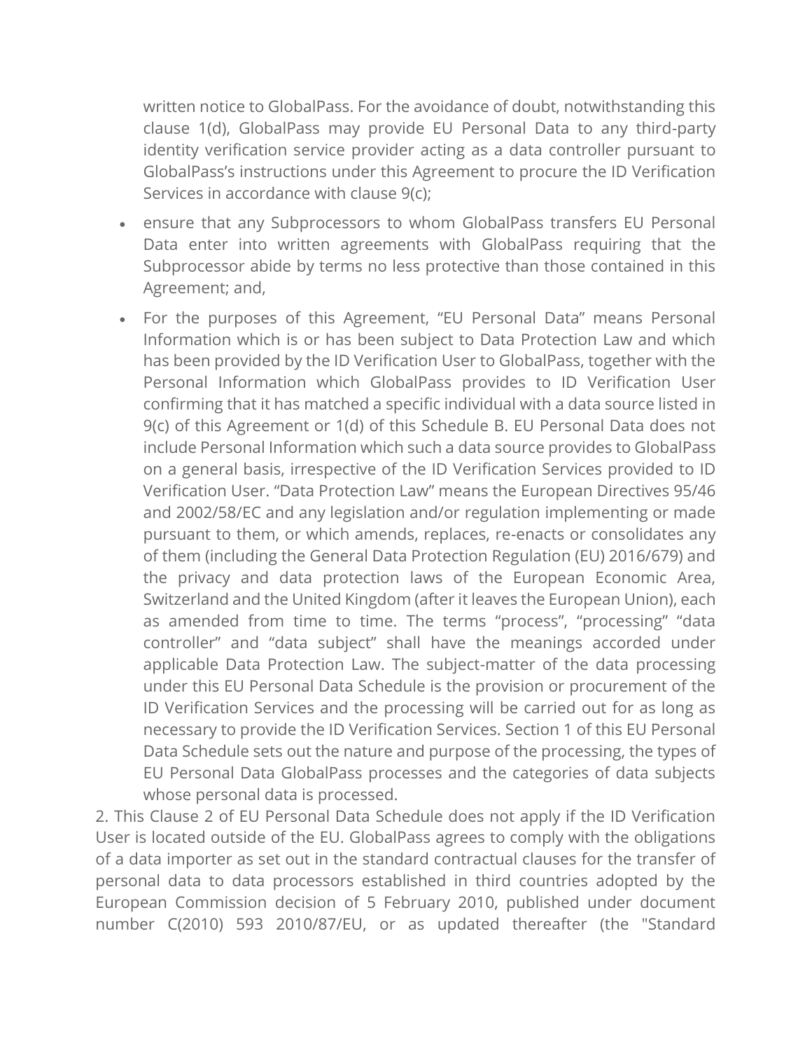written notice to GlobalPass. For the avoidance of doubt, notwithstanding this clause 1(d), GlobalPass may provide EU Personal Data to any third-party identity verification service provider acting as a data controller pursuant to GlobalPass's instructions under this Agreement to procure the ID Verification Services in accordance with clause 9(c);

- ensure that any Subprocessors to whom GlobalPass transfers EU Personal Data enter into written agreements with GlobalPass requiring that the Subprocessor abide by terms no less protective than those contained in this Agreement; and,
- For the purposes of this Agreement, "EU Personal Data" means Personal Information which is or has been subject to Data Protection Law and which has been provided by the ID Verification User to GlobalPass, together with the Personal Information which GlobalPass provides to ID Verification User confirming that it has matched a specific individual with a data source listed in 9(c) of this Agreement or 1(d) of this Schedule B. EU Personal Data does not include Personal Information which such a data source provides to GlobalPass on a general basis, irrespective of the ID Verification Services provided to ID Verification User. "Data Protection Law" means the European Directives 95/46 and 2002/58/EC and any legislation and/or regulation implementing or made pursuant to them, or which amends, replaces, re-enacts or consolidates any of them (including the General Data Protection Regulation (EU) 2016/679) and the privacy and data protection laws of the European Economic Area, Switzerland and the United Kingdom (after it leaves the European Union), each as amended from time to time. The terms "process", "processing" "data controller" and "data subject" shall have the meanings accorded under applicable Data Protection Law. The subject-matter of the data processing under this EU Personal Data Schedule is the provision or procurement of the ID Verification Services and the processing will be carried out for as long as necessary to provide the ID Verification Services. Section 1 of this EU Personal Data Schedule sets out the nature and purpose of the processing, the types of EU Personal Data GlobalPass processes and the categories of data subjects whose personal data is processed.

2. This Clause 2 of EU Personal Data Schedule does not apply if the ID Verification User is located outside of the EU. GlobalPass agrees to comply with the obligations of a data importer as set out in the standard contractual clauses for the transfer of personal data to data processors established in third countries adopted by the European Commission decision of 5 February 2010, published under document number C(2010) 593 2010/87/EU, or as updated thereafter (the "Standard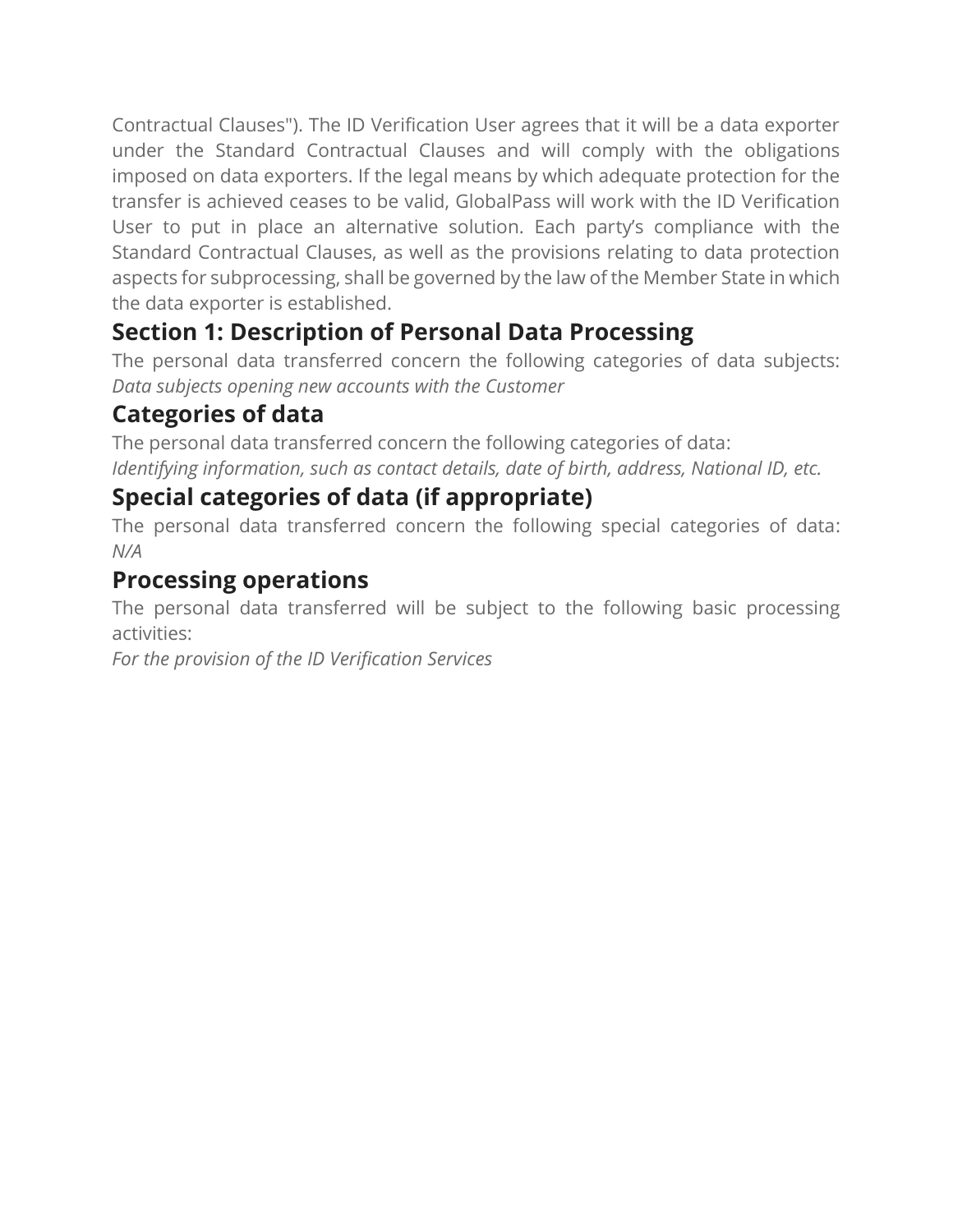Contractual Clauses"). The ID Verification User agrees that it will be a data exporter under the Standard Contractual Clauses and will comply with the obligations imposed on data exporters. If the legal means by which adequate protection for the transfer is achieved ceases to be valid, GlobalPass will work with the ID Verification User to put in place an alternative solution. Each party's compliance with the Standard Contractual Clauses, as well as the provisions relating to data protection aspects for subprocessing, shall be governed by the law of the Member State in which the data exporter is established.

## Section 1: Description of Personal Data Processing

The personal data transferred concern the following categories of data subjects: *Data subjects opening new accounts with the Customer*

## Categories of data

The personal data transferred concern the following categories of data:
*Identifying information, such as contact details, date of birth, address, National ID, etc.*

## Special categories of data (if appropriate)

The personal data transferred concern the following special categories of data: *N/A*

## Processing operations

The personal data transferred will be subject to the following basic processing activities:
*For the provision of the ID Verification Services*